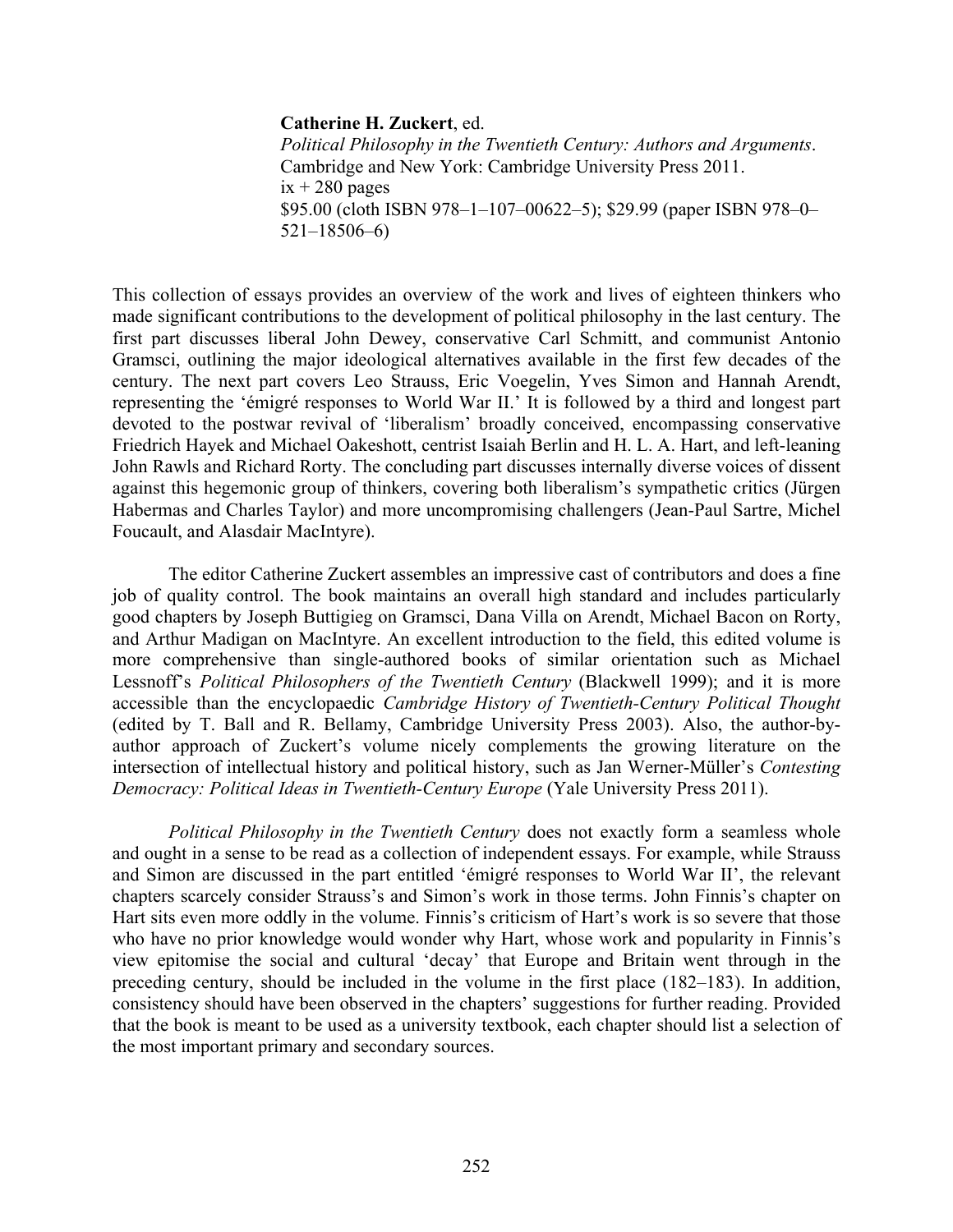**Catherine H. Zuckert**, ed.
*Political Philosophy in the Twentieth Century: Authors and Arguments*.
Cambridge and New York: Cambridge University Press 2011.
ix + 280 pages
$95.00 (cloth ISBN 978–1–107–00622–5); $29.99 (paper ISBN 978–0–521–18506–6)

This collection of essays provides an overview of the work and lives of eighteen thinkers who made significant contributions to the development of political philosophy in the last century. The first part discusses liberal John Dewey, conservative Carl Schmitt, and communist Antonio Gramsci, outlining the major ideological alternatives available in the first few decades of the century. The next part covers Leo Strauss, Eric Voegelin, Yves Simon and Hannah Arendt, representing the 'émigré responses to World War II.' It is followed by a third and longest part devoted to the postwar revival of 'liberalism' broadly conceived, encompassing conservative Friedrich Hayek and Michael Oakeshott, centrist Isaiah Berlin and H. L. A. Hart, and left-leaning John Rawls and Richard Rorty. The concluding part discusses internally diverse voices of dissent against this hegemonic group of thinkers, covering both liberalism's sympathetic critics (Jürgen Habermas and Charles Taylor) and more uncompromising challengers (Jean-Paul Sartre, Michel Foucault, and Alasdair MacIntyre).

The editor Catherine Zuckert assembles an impressive cast of contributors and does a fine job of quality control. The book maintains an overall high standard and includes particularly good chapters by Joseph Buttigieg on Gramsci, Dana Villa on Arendt, Michael Bacon on Rorty, and Arthur Madigan on MacIntyre. An excellent introduction to the field, this edited volume is more comprehensive than single-authored books of similar orientation such as Michael Lessnoff's *Political Philosophers of the Twentieth Century* (Blackwell 1999); and it is more accessible than the encyclopaedic *Cambridge History of Twentieth-Century Political Thought* (edited by T. Ball and R. Bellamy, Cambridge University Press 2003). Also, the author-by-author approach of Zuckert's volume nicely complements the growing literature on the intersection of intellectual history and political history, such as Jan Werner-Müller's *Contesting Democracy: Political Ideas in Twentieth-Century Europe* (Yale University Press 2011).

*Political Philosophy in the Twentieth Century* does not exactly form a seamless whole and ought in a sense to be read as a collection of independent essays. For example, while Strauss and Simon are discussed in the part entitled 'émigré responses to World War II', the relevant chapters scarcely consider Strauss's and Simon's work in those terms. John Finnis's chapter on Hart sits even more oddly in the volume. Finnis's criticism of Hart's work is so severe that those who have no prior knowledge would wonder why Hart, whose work and popularity in Finnis's view epitomise the social and cultural 'decay' that Europe and Britain went through in the preceding century, should be included in the volume in the first place (182–183). In addition, consistency should have been observed in the chapters' suggestions for further reading. Provided that the book is meant to be used as a university textbook, each chapter should list a selection of the most important primary and secondary sources.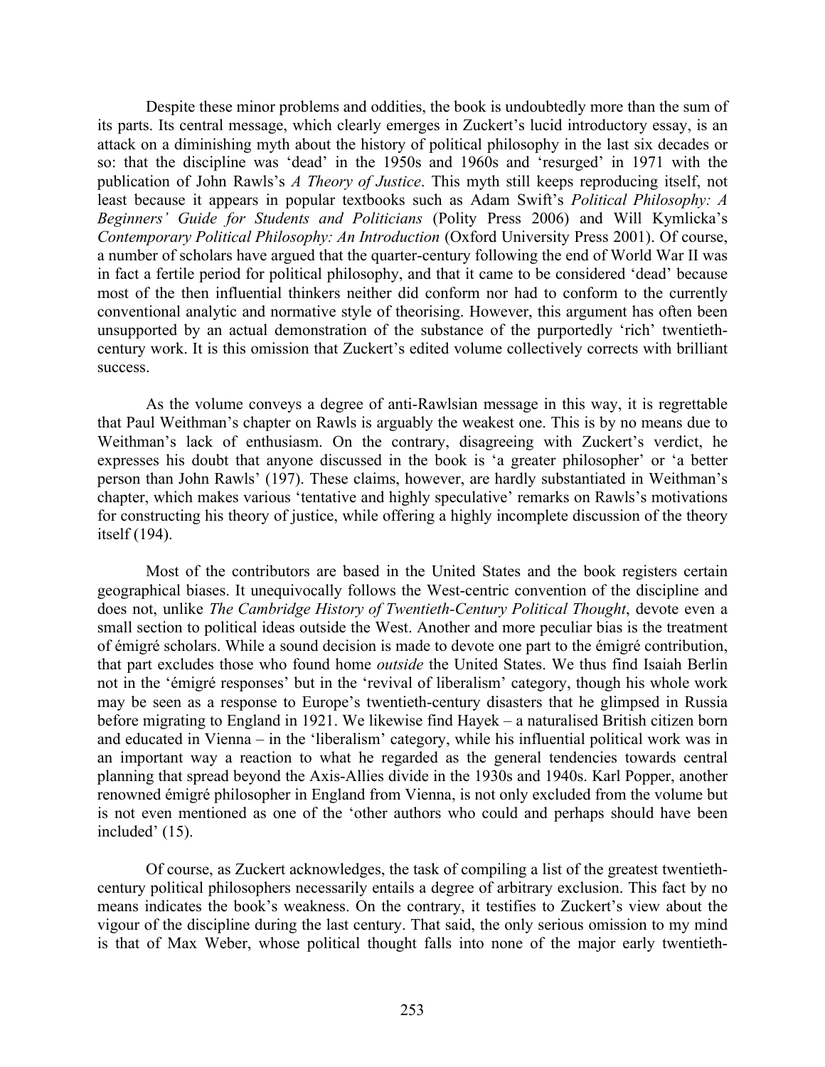Despite these minor problems and oddities, the book is undoubtedly more than the sum of its parts. Its central message, which clearly emerges in Zuckert's lucid introductory essay, is an attack on a diminishing myth about the history of political philosophy in the last six decades or so: that the discipline was 'dead' in the 1950s and 1960s and 'resurged' in 1971 with the publication of John Rawls's *A Theory of Justice*. This myth still keeps reproducing itself, not least because it appears in popular textbooks such as Adam Swift's *Political Philosophy: A Beginners' Guide for Students and Politicians* (Polity Press 2006) and Will Kymlicka's *Contemporary Political Philosophy: An Introduction* (Oxford University Press 2001). Of course, a number of scholars have argued that the quarter-century following the end of World War II was in fact a fertile period for political philosophy, and that it came to be considered 'dead' because most of the then influential thinkers neither did conform nor had to conform to the currently conventional analytic and normative style of theorising. However, this argument has often been unsupported by an actual demonstration of the substance of the purportedly 'rich' twentieth-century work. It is this omission that Zuckert's edited volume collectively corrects with brilliant success.

As the volume conveys a degree of anti-Rawlsian message in this way, it is regrettable that Paul Weithman's chapter on Rawls is arguably the weakest one. This is by no means due to Weithman's lack of enthusiasm. On the contrary, disagreeing with Zuckert's verdict, he expresses his doubt that anyone discussed in the book is 'a greater philosopher' or 'a better person than John Rawls' (197). These claims, however, are hardly substantiated in Weithman's chapter, which makes various 'tentative and highly speculative' remarks on Rawls's motivations for constructing his theory of justice, while offering a highly incomplete discussion of the theory itself (194).

Most of the contributors are based in the United States and the book registers certain geographical biases. It unequivocally follows the West-centric convention of the discipline and does not, unlike *The Cambridge History of Twentieth-Century Political Thought*, devote even a small section to political ideas outside the West. Another and more peculiar bias is the treatment of émigré scholars. While a sound decision is made to devote one part to the émigré contribution, that part excludes those who found home *outside* the United States. We thus find Isaiah Berlin not in the 'émigré responses' but in the 'revival of liberalism' category, though his whole work may be seen as a response to Europe's twentieth-century disasters that he glimpsed in Russia before migrating to England in 1921. We likewise find Hayek – a naturalised British citizen born and educated in Vienna – in the 'liberalism' category, while his influential political work was in an important way a reaction to what he regarded as the general tendencies towards central planning that spread beyond the Axis-Allies divide in the 1930s and 1940s. Karl Popper, another renowned émigré philosopher in England from Vienna, is not only excluded from the volume but is not even mentioned as one of the 'other authors who could and perhaps should have been included' (15).

Of course, as Zuckert acknowledges, the task of compiling a list of the greatest twentieth-century political philosophers necessarily entails a degree of arbitrary exclusion. This fact by no means indicates the book's weakness. On the contrary, it testifies to Zuckert's view about the vigour of the discipline during the last century. That said, the only serious omission to my mind is that of Max Weber, whose political thought falls into none of the major early twentieth-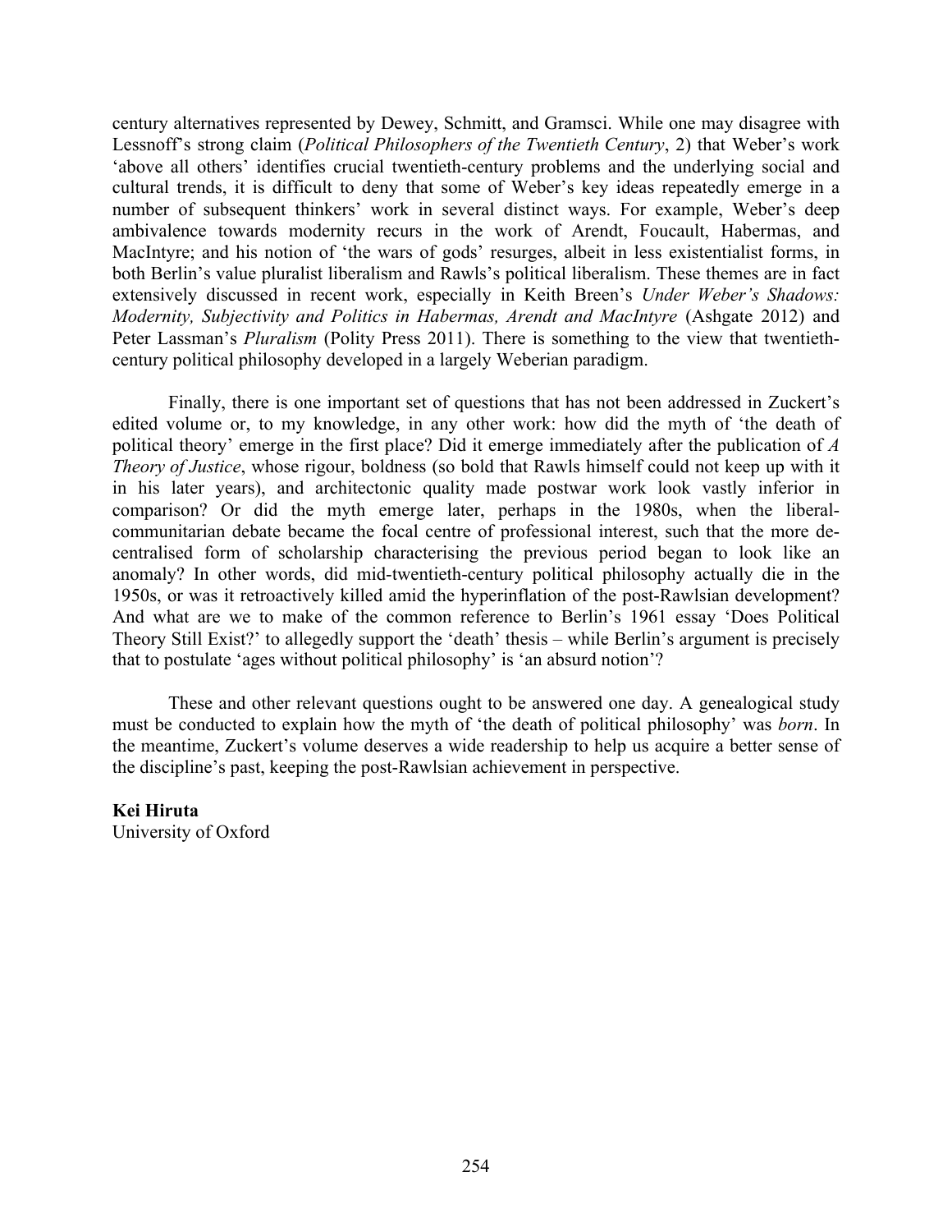century alternatives represented by Dewey, Schmitt, and Gramsci. While one may disagree with Lessnoff's strong claim (*Political Philosophers of the Twentieth Century*, 2) that Weber's work 'above all others' identifies crucial twentieth-century problems and the underlying social and cultural trends, it is difficult to deny that some of Weber's key ideas repeatedly emerge in a number of subsequent thinkers' work in several distinct ways. For example, Weber's deep ambivalence towards modernity recurs in the work of Arendt, Foucault, Habermas, and MacIntyre; and his notion of 'the wars of gods' resurges, albeit in less existentialist forms, in both Berlin's value pluralist liberalism and Rawls's political liberalism. These themes are in fact extensively discussed in recent work, especially in Keith Breen's *Under Weber's Shadows: Modernity, Subjectivity and Politics in Habermas, Arendt and MacIntyre* (Ashgate 2012) and Peter Lassman's *Pluralism* (Polity Press 2011). There is something to the view that twentieth-century political philosophy developed in a largely Weberian paradigm.

Finally, there is one important set of questions that has not been addressed in Zuckert's edited volume or, to my knowledge, in any other work: how did the myth of 'the death of political theory' emerge in the first place? Did it emerge immediately after the publication of *A Theory of Justice*, whose rigour, boldness (so bold that Rawls himself could not keep up with it in his later years), and architectonic quality made postwar work look vastly inferior in comparison? Or did the myth emerge later, perhaps in the 1980s, when the liberal-communitarian debate became the focal centre of professional interest, such that the more de-centralised form of scholarship characterising the previous period began to look like an anomaly? In other words, did mid-twentieth-century political philosophy actually die in the 1950s, or was it retroactively killed amid the hyperinflation of the post-Rawlsian development? And what are we to make of the common reference to Berlin's 1961 essay 'Does Political Theory Still Exist?' to allegedly support the 'death' thesis – while Berlin's argument is precisely that to postulate 'ages without political philosophy' is 'an absurd notion'?

These and other relevant questions ought to be answered one day. A genealogical study must be conducted to explain how the myth of 'the death of political philosophy' was *born*. In the meantime, Zuckert's volume deserves a wide readership to help us acquire a better sense of the discipline's past, keeping the post-Rawlsian achievement in perspective.

**Kei Hiruta**
University of Oxford